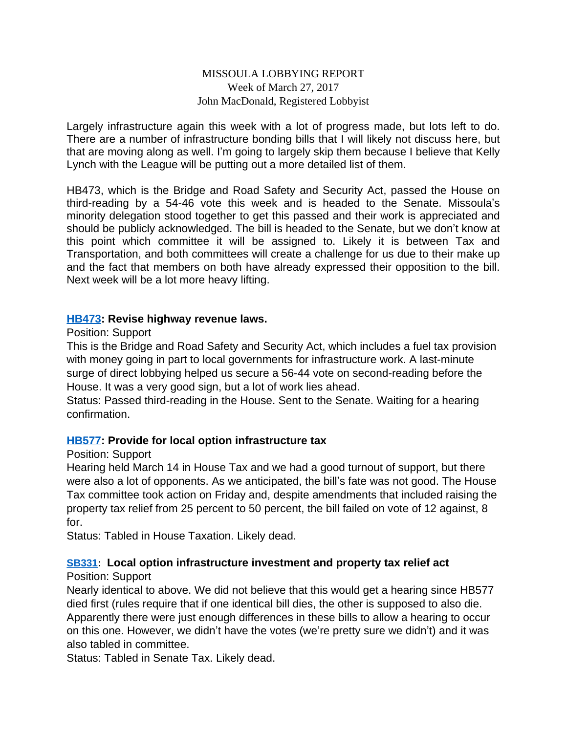MISSOULA LOBBYING REPORT
Week of March 27, 2017
John MacDonald, Registered Lobbyist

Largely infrastructure again this week with a lot of progress made, but lots left to do. There are a number of infrastructure bonding bills that I will likely not discuss here, but that are moving along as well. I'm going to largely skip them because I believe that Kelly Lynch with the League will be putting out a more detailed list of them.

HB473, which is the Bridge and Road Safety and Security Act, passed the House on third-reading by a 54-46 vote this week and is headed to the Senate. Missoula's minority delegation stood together to get this passed and their work is appreciated and should be publicly acknowledged. The bill is headed to the Senate, but we don't know at this point which committee it will be assigned to. Likely it is between Tax and Transportation, and both committees will create a challenge for us due to their make up and the fact that members on both have already expressed their opposition to the bill. Next week will be a lot more heavy lifting.

### HB473: Revise highway revenue laws.

Position: Support

This is the Bridge and Road Safety and Security Act, which includes a fuel tax provision with money going in part to local governments for infrastructure work. A last-minute surge of direct lobbying helped us secure a 56-44 vote on second-reading before the House. It was a very good sign, but a lot of work lies ahead.

Status: Passed third-reading in the House. Sent to the Senate. Waiting for a hearing confirmation.

### HB577: Provide for local option infrastructure tax

Position: Support

Hearing held March 14 in House Tax and we had a good turnout of support, but there were also a lot of opponents. As we anticipated, the bill's fate was not good. The House Tax committee took action on Friday and, despite amendments that included raising the property tax relief from 25 percent to 50 percent, the bill failed on vote of 12 against, 8 for.

Status: Tabled in House Taxation. Likely dead.

### SB331: Local option infrastructure investment and property tax relief act

Position: Support

Nearly identical to above. We did not believe that this would get a hearing since HB577 died first (rules require that if one identical bill dies, the other is supposed to also die. Apparently there were just enough differences in these bills to allow a hearing to occur on this one. However, we didn't have the votes (we're pretty sure we didn't) and it was also tabled in committee.

Status: Tabled in Senate Tax. Likely dead.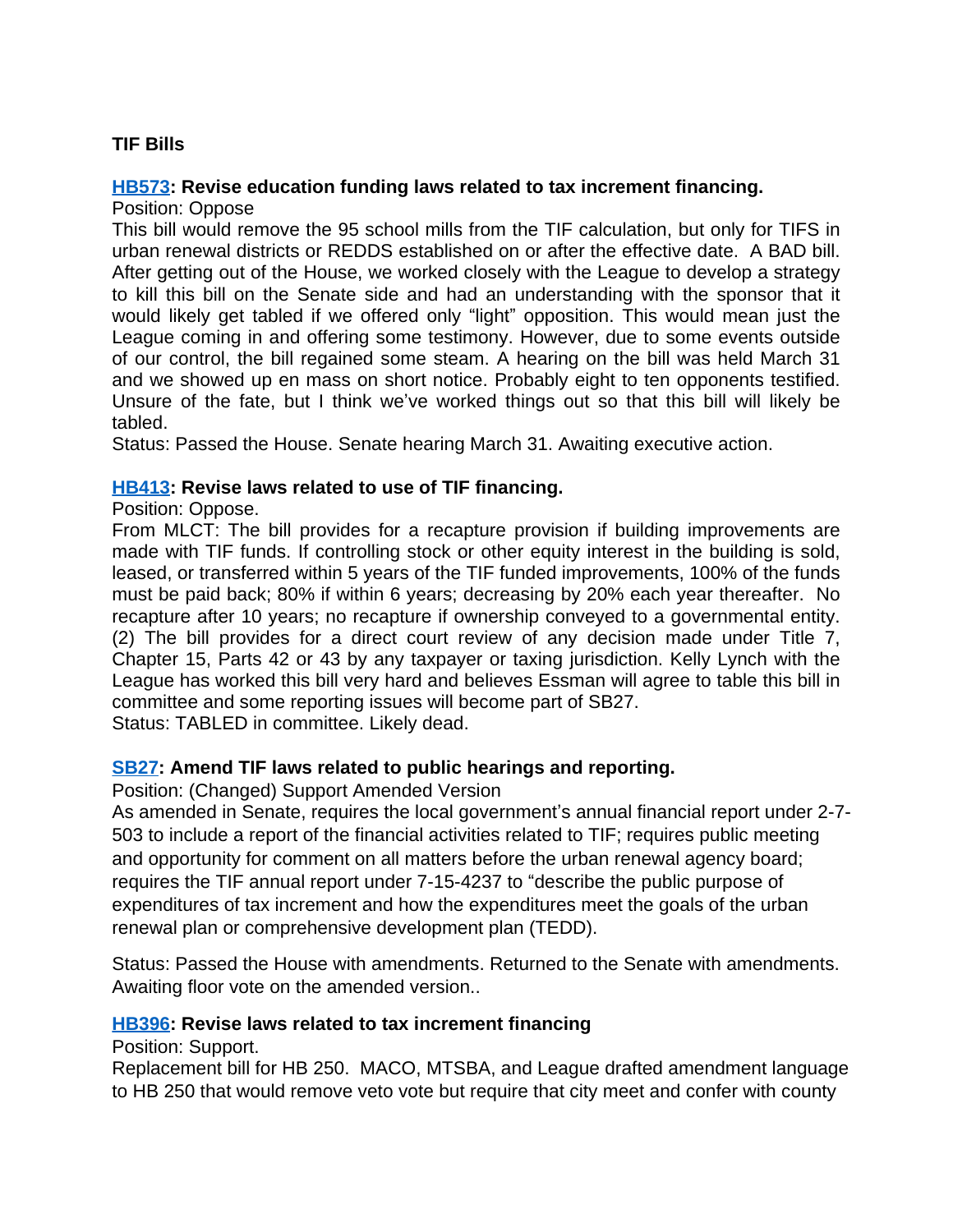**TIF Bills**

**HB573: Revise education funding laws related to tax increment financing.**

Position: Oppose

This bill would remove the 95 school mills from the TIF calculation, but only for TIFS in urban renewal districts or REDDS established on or after the effective date. A BAD bill. After getting out of the House, we worked closely with the League to develop a strategy to kill this bill on the Senate side and had an understanding with the sponsor that it would likely get tabled if we offered only "light" opposition. This would mean just the League coming in and offering some testimony. However, due to some events outside of our control, the bill regained some steam. A hearing on the bill was held March 31 and we showed up en mass on short notice. Probably eight to ten opponents testified. Unsure of the fate, but I think we've worked things out so that this bill will likely be tabled.

Status: Passed the House. Senate hearing March 31. Awaiting executive action.

**HB413: Revise laws related to use of TIF financing.**

Position: Oppose.

From MLCT: The bill provides for a recapture provision if building improvements are made with TIF funds. If controlling stock or other equity interest in the building is sold, leased, or transferred within 5 years of the TIF funded improvements, 100% of the funds must be paid back; 80% if within 6 years; decreasing by 20% each year thereafter. No recapture after 10 years; no recapture if ownership conveyed to a governmental entity. (2) The bill provides for a direct court review of any decision made under Title 7, Chapter 15, Parts 42 or 43 by any taxpayer or taxing jurisdiction. Kelly Lynch with the League has worked this bill very hard and believes Essman will agree to table this bill in committee and some reporting issues will become part of SB27.

Status: TABLED in committee. Likely dead.

**SB27: Amend TIF laws related to public hearings and reporting.**

Position: (Changed) Support Amended Version

As amended in Senate, requires the local government's annual financial report under 2-7-503 to include a report of the financial activities related to TIF; requires public meeting and opportunity for comment on all matters before the urban renewal agency board; requires the TIF annual report under 7-15-4237 to "describe the public purpose of expenditures of tax increment and how the expenditures meet the goals of the urban renewal plan or comprehensive development plan (TEDD).

Status: Passed the House with amendments. Returned to the Senate with amendments. Awaiting floor vote on the amended version..

**HB396: Revise laws related to tax increment financing**

Position: Support.

Replacement bill for HB 250. MACO, MTSBA, and League drafted amendment language to HB 250 that would remove veto vote but require that city meet and confer with county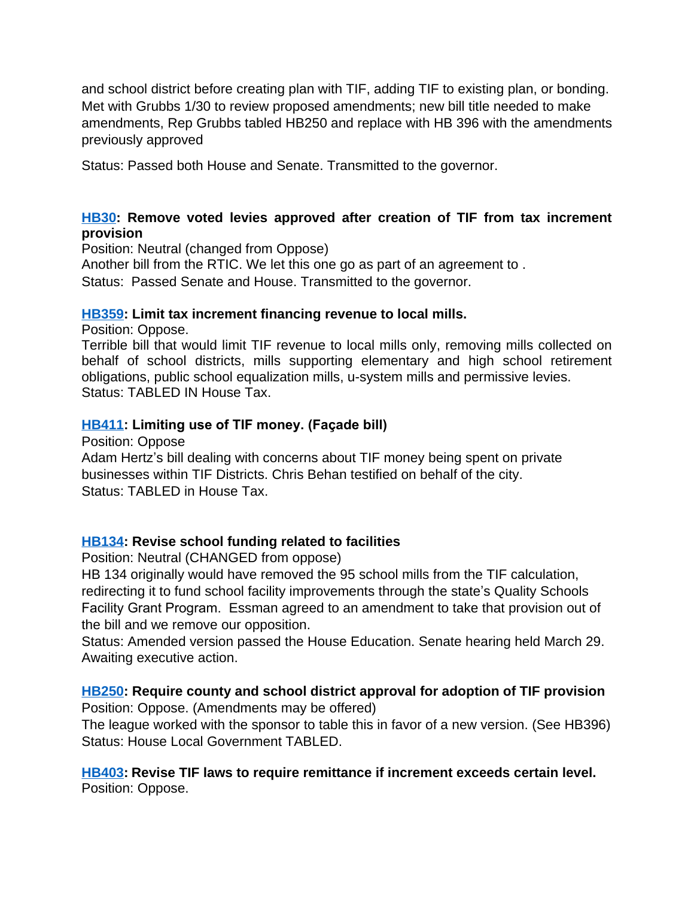and school district before creating plan with TIF, adding TIF to existing plan, or bonding. Met with Grubbs 1/30 to review proposed amendments; new bill title needed to make amendments, Rep Grubbs tabled HB250 and replace with HB 396 with the amendments previously approved

Status: Passed both House and Senate. Transmitted to the governor.

**HB30: Remove voted levies approved after creation of TIF from tax increment provision**
Position: Neutral (changed from Oppose)
Another bill from the RTIC. We let this one go as part of an agreement to .
Status: Passed Senate and House. Transmitted to the governor.

**HB359: Limit tax increment financing revenue to local mills.**
Position: Oppose.
Terrible bill that would limit TIF revenue to local mills only, removing mills collected on behalf of school districts, mills supporting elementary and high school retirement obligations, public school equalization mills, u-system mills and permissive levies.
Status: TABLED IN House Tax.

**HB411: Limiting use of TIF money. (Façade bill)**
Position: Oppose
Adam Hertz's bill dealing with concerns about TIF money being spent on private businesses within TIF Districts. Chris Behan testified on behalf of the city.
Status: TABLED in House Tax.

**HB134: Revise school funding related to facilities**
Position: Neutral (CHANGED from oppose)
HB 134 originally would have removed the 95 school mills from the TIF calculation, redirecting it to fund school facility improvements through the state's Quality Schools Facility Grant Program. Essman agreed to an amendment to take that provision out of the bill and we remove our opposition.
Status: Amended version passed the House Education. Senate hearing held March 29. Awaiting executive action.

**HB250: Require county and school district approval for adoption of TIF provision**
Position: Oppose. (Amendments may be offered)
The league worked with the sponsor to table this in favor of a new version. (See HB396)
Status: House Local Government TABLED.

**HB403: Revise TIF laws to require remittance if increment exceeds certain level.**
Position: Oppose.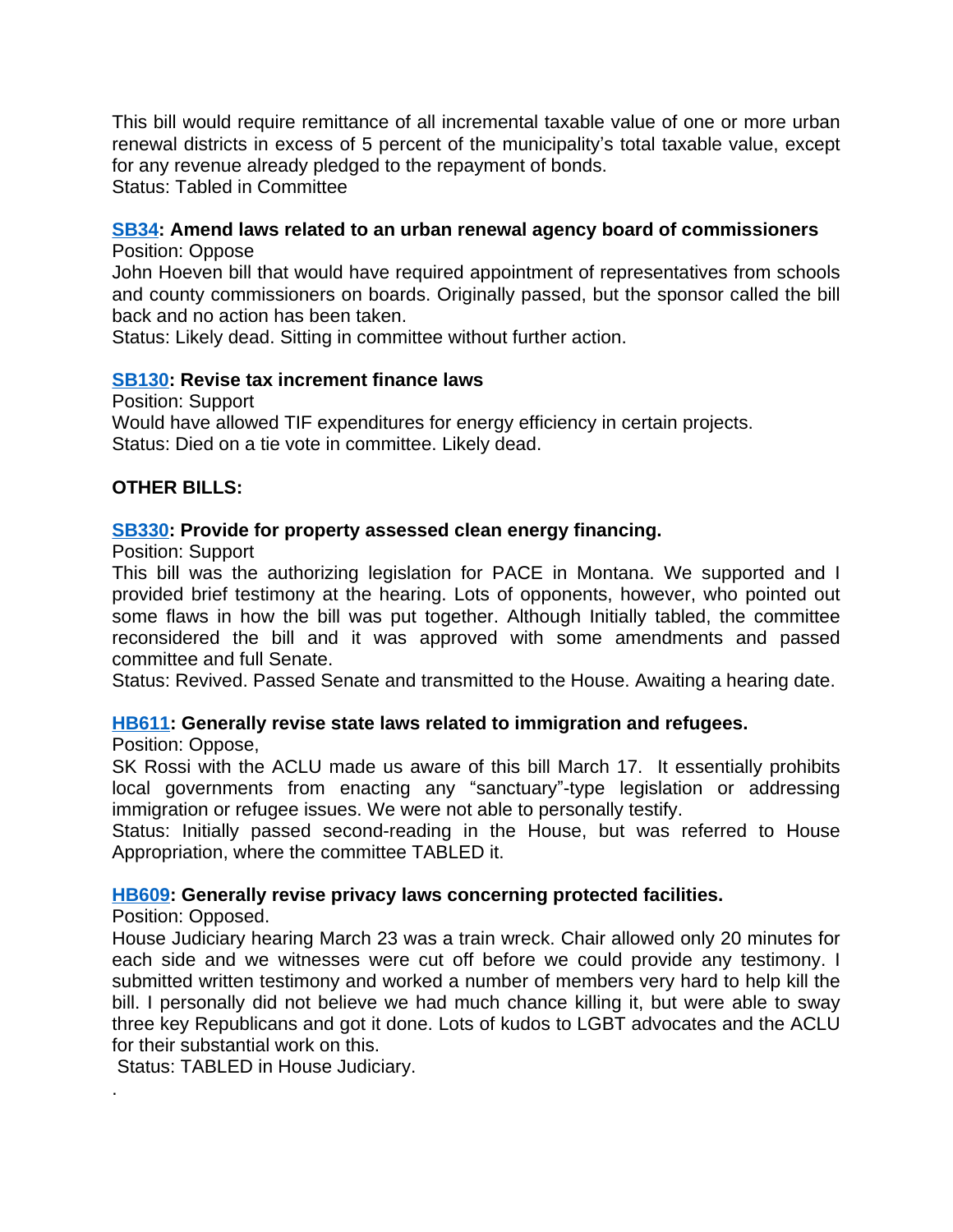This bill would require remittance of all incremental taxable value of one or more urban renewal districts in excess of 5 percent of the municipality's total taxable value, except for any revenue already pledged to the repayment of bonds.
Status: Tabled in Committee

**SB34: Amend laws related to an urban renewal agency board of commissioners**
Position: Oppose
John Hoeven bill that would have required appointment of representatives from schools and county commissioners on boards. Originally passed, but the sponsor called the bill back and no action has been taken.
Status: Likely dead. Sitting in committee without further action.

**SB130: Revise tax increment finance laws**
Position: Support
Would have allowed TIF expenditures for energy efficiency in certain projects.
Status: Died on a tie vote in committee. Likely dead.

**OTHER BILLS:**

**SB330: Provide for property assessed clean energy financing.**
Position: Support
This bill was the authorizing legislation for PACE in Montana. We supported and I provided brief testimony at the hearing. Lots of opponents, however, who pointed out some flaws in how the bill was put together. Although Initially tabled, the committee reconsidered the bill and it was approved with some amendments and passed committee and full Senate.
Status: Revived. Passed Senate and transmitted to the House. Awaiting a hearing date.

**HB611: Generally revise state laws related to immigration and refugees.**
Position: Oppose,
SK Rossi with the ACLU made us aware of this bill March 17. It essentially prohibits local governments from enacting any "sanctuary"-type legislation or addressing immigration or refugee issues. We were not able to personally testify.
Status: Initially passed second-reading in the House, but was referred to House Appropriation, where the committee TABLED it.

**HB609: Generally revise privacy laws concerning protected facilities.**
Position: Opposed.
House Judiciary hearing March 23 was a train wreck. Chair allowed only 20 minutes for each side and we witnesses were cut off before we could provide any testimony. I submitted written testimony and worked a number of members very hard to help kill the bill. I personally did not believe we had much chance killing it, but were able to sway three key Republicans and got it done. Lots of kudos to LGBT advocates and the ACLU for their substantial work on this.
Status: TABLED in House Judiciary.

.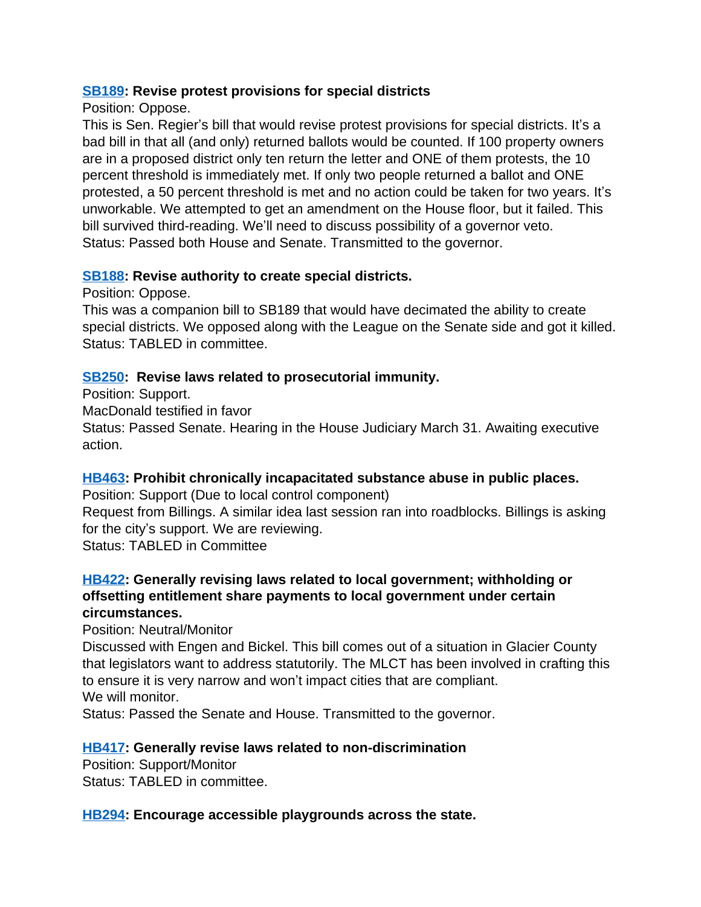**SB189: Revise protest provisions for special districts**

Position: Oppose.

This is Sen. Regier's bill that would revise protest provisions for special districts. It's a bad bill in that all (and only) returned ballots would be counted. If 100 property owners are in a proposed district only ten return the letter and ONE of them protests, the 10 percent threshold is immediately met. If only two people returned a ballot and ONE protested, a 50 percent threshold is met and no action could be taken for two years. It's unworkable. We attempted to get an amendment on the House floor, but it failed. This bill survived third-reading. We'll need to discuss possibility of a governor veto.

Status: Passed both House and Senate. Transmitted to the governor.

**SB188: Revise authority to create special districts.**

Position: Oppose.

This was a companion bill to SB189 that would have decimated the ability to create special districts. We opposed along with the League on the Senate side and got it killed.

Status: TABLED in committee.

**SB250: Revise laws related to prosecutorial immunity.**

Position: Support.

MacDonald testified in favor

Status: Passed Senate. Hearing in the House Judiciary March 31. Awaiting executive action.

**HB463: Prohibit chronically incapacitated substance abuse in public places.**

Position: Support (Due to local control component)

Request from Billings. A similar idea last session ran into roadblocks. Billings is asking for the city's support. We are reviewing.

Status: TABLED in Committee

**HB422: Generally revising laws related to local government; withholding or offsetting entitlement share payments to local government under certain circumstances.**

Position: Neutral/Monitor

Discussed with Engen and Bickel. This bill comes out of a situation in Glacier County that legislators want to address statutorily. The MLCT has been involved in crafting this to ensure it is very narrow and won't impact cities that are compliant.

We will monitor.

Status: Passed the Senate and House. Transmitted to the governor.

**HB417: Generally revise laws related to non-discrimination**

Position: Support/Monitor

Status: TABLED in committee.

**HB294: Encourage accessible playgrounds across the state.**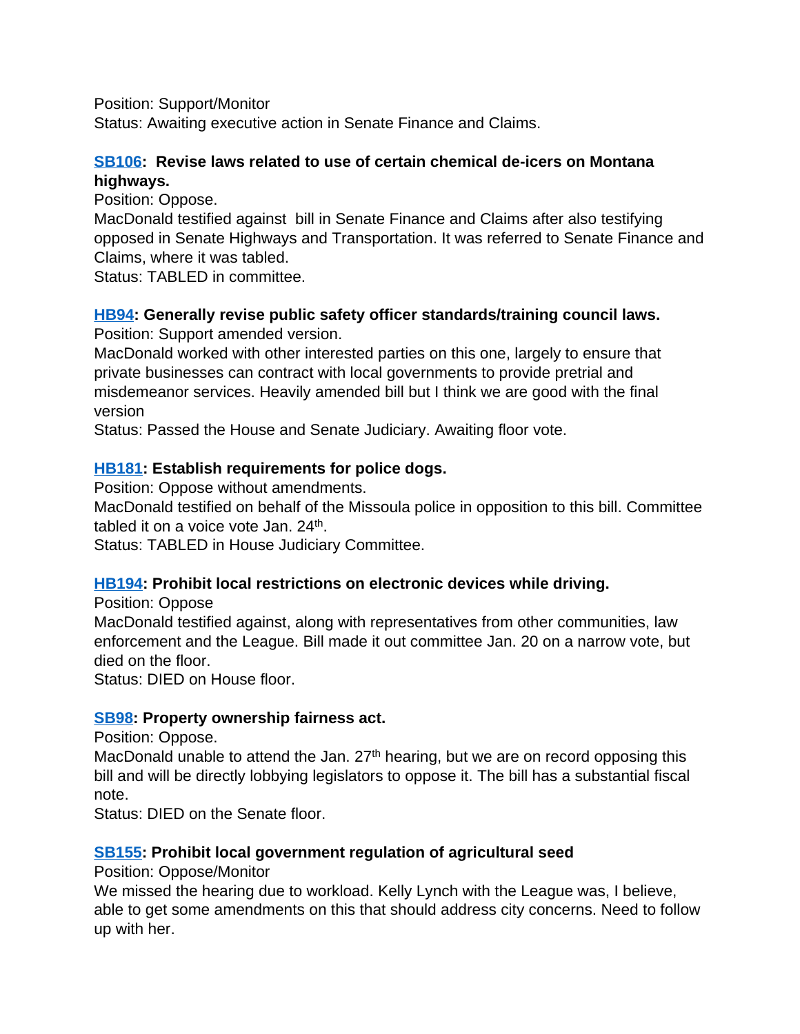Position: Support/Monitor
Status: Awaiting executive action in Senate Finance and Claims.

### **SB106: Revise laws related to use of certain chemical de-icers on Montana highways.**

Position: Oppose.
MacDonald testified against bill in Senate Finance and Claims after also testifying opposed in Senate Highways and Transportation. It was referred to Senate Finance and Claims, where it was tabled.
Status: TABLED in committee.

### **HB94: Generally revise public safety officer standards/training council laws.**

Position: Support amended version.
MacDonald worked with other interested parties on this one, largely to ensure that private businesses can contract with local governments to provide pretrial and misdemeanor services. Heavily amended bill but I think we are good with the final version
Status: Passed the House and Senate Judiciary. Awaiting floor vote.

### **HB181: Establish requirements for police dogs.**

Position: Oppose without amendments.
MacDonald testified on behalf of the Missoula police in opposition to this bill. Committee tabled it on a voice vote Jan. 24th.
Status: TABLED in House Judiciary Committee.

### **HB194: Prohibit local restrictions on electronic devices while driving.**

Position: Oppose
MacDonald testified against, along with representatives from other communities, law enforcement and the League. Bill made it out committee Jan. 20 on a narrow vote, but died on the floor.
Status: DIED on House floor.

### **SB98: Property ownership fairness act.**

Position: Oppose.
MacDonald unable to attend the Jan. 27th hearing, but we are on record opposing this bill and will be directly lobbying legislators to oppose it. The bill has a substantial fiscal note.
Status: DIED on the Senate floor.

### **SB155: Prohibit local government regulation of agricultural seed**

Position: Oppose/Monitor
We missed the hearing due to workload. Kelly Lynch with the League was, I believe, able to get some amendments on this that should address city concerns. Need to follow up with her.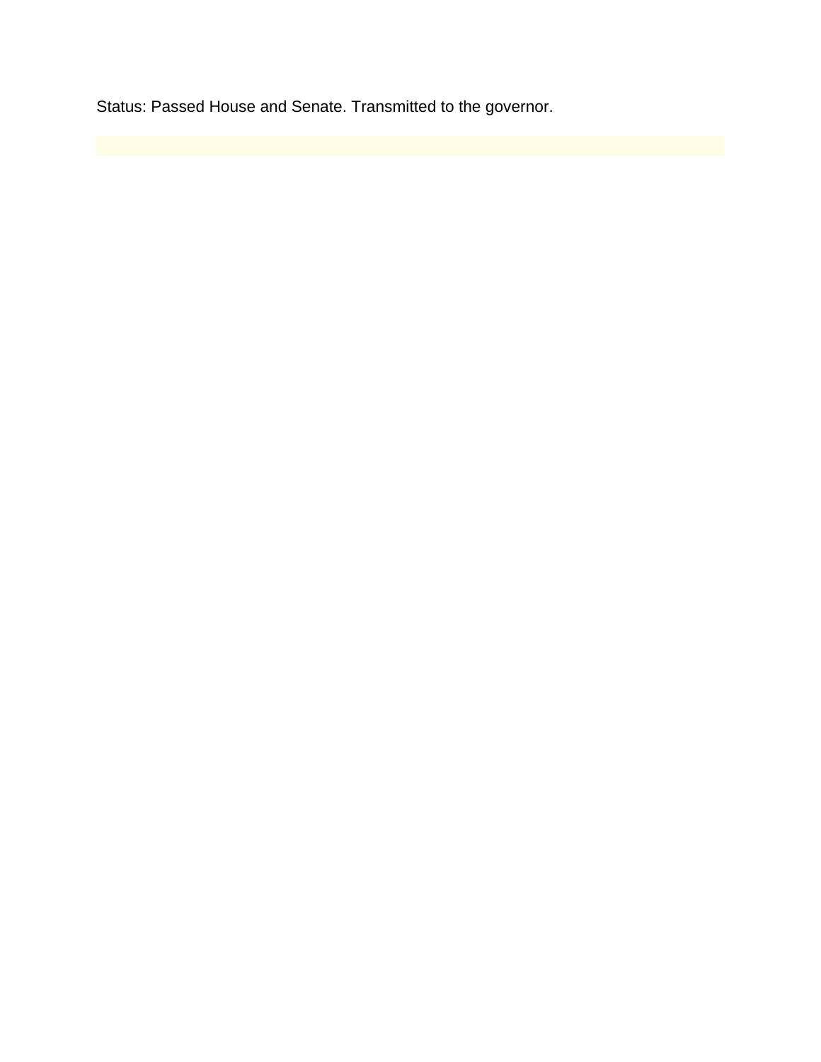Status: Passed House and Senate. Transmitted to the governor.